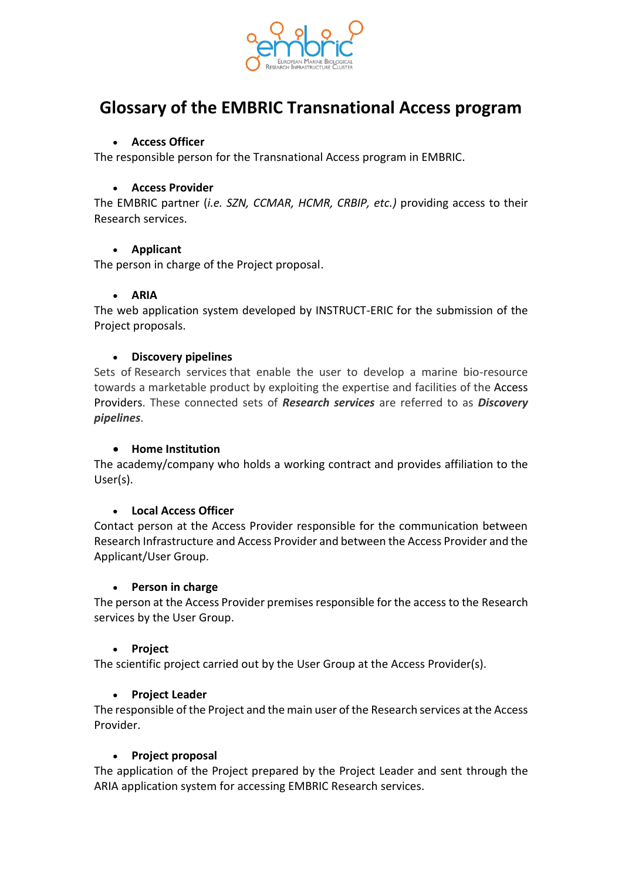# Glossary of the EMBRIC Transnational Access program

- **Access Officer**

The responsible person for the Transnational Access program in EMBRIC.

- **Access Provider**

The EMBRIC partner (*i.e. SZN, CCMAR, HCMR, CRBIP, etc.)* providing access to their Research services.

- **Applicant**

The person in charge of the Project proposal.

- **ARIA**

The web application system developed by INSTRUCT-ERIC for the submission of the Project proposals.

- **Discovery pipelines**

Sets of Research services that enable the user to develop a marine bio-resource towards a marketable product by exploiting the expertise and facilities of the Access Providers. These connected sets of ***Research services*** are referred to as ***Discovery pipelines***.

- **Home Institution**

The academy/company who holds a working contract and provides affiliation to the User(s).

- **Local Access Officer**

Contact person at the Access Provider responsible for the communication between Research Infrastructure and Access Provider and between the Access Provider and the Applicant/User Group.

- **Person in charge**

The person at the Access Provider premises responsible for the access to the Research services by the User Group.

- **Project**

The scientific project carried out by the User Group at the Access Provider(s).

- **Project Leader**

The responsible of the Project and the main user of the Research services at the Access Provider.

- **Project proposal**

The application of the Project prepared by the Project Leader and sent through the ARIA application system for accessing EMBRIC Research services.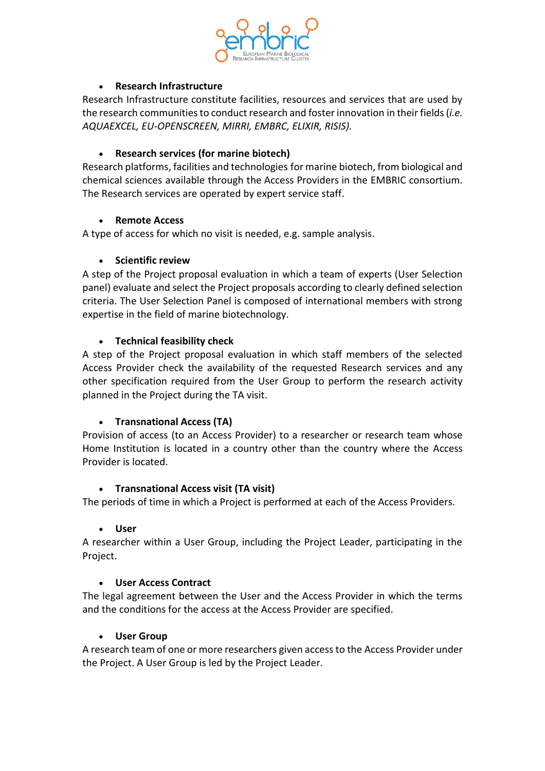- **Research Infrastructure**

Research Infrastructure constitute facilities, resources and services that are used by the research communities to conduct research and foster innovation in their fields (*i.e. AQUAEXCEL, EU-OPENSCREEN, MIRRI, EMBRC, ELIXIR, RISIS).*

- **Research services (for marine biotech)**

Research platforms, facilities and technologies for marine biotech, from biological and chemical sciences available through the Access Providers in the EMBRIC consortium. The Research services are operated by expert service staff.

- **Remote Access**

A type of access for which no visit is needed, e.g. sample analysis.

- **Scientific review**

A step of the Project proposal evaluation in which a team of experts (User Selection panel) evaluate and select the Project proposals according to clearly defined selection criteria. The User Selection Panel is composed of international members with strong expertise in the field of marine biotechnology.

- **Technical feasibility check**

A step of the Project proposal evaluation in which staff members of the selected Access Provider check the availability of the requested Research services and any other specification required from the User Group to perform the research activity planned in the Project during the TA visit.

- **Transnational Access (TA)**

Provision of access (to an Access Provider) to a researcher or research team whose Home Institution is located in a country other than the country where the Access Provider is located.

- **Transnational Access visit (TA visit)**

The periods of time in which a Project is performed at each of the Access Providers.

- **User**

A researcher within a User Group, including the Project Leader, participating in the Project.

- **User Access Contract**

The legal agreement between the User and the Access Provider in which the terms and the conditions for the access at the Access Provider are specified.

- **User Group**

A research team of one or more researchers given access to the Access Provider under the Project. A User Group is led by the Project Leader.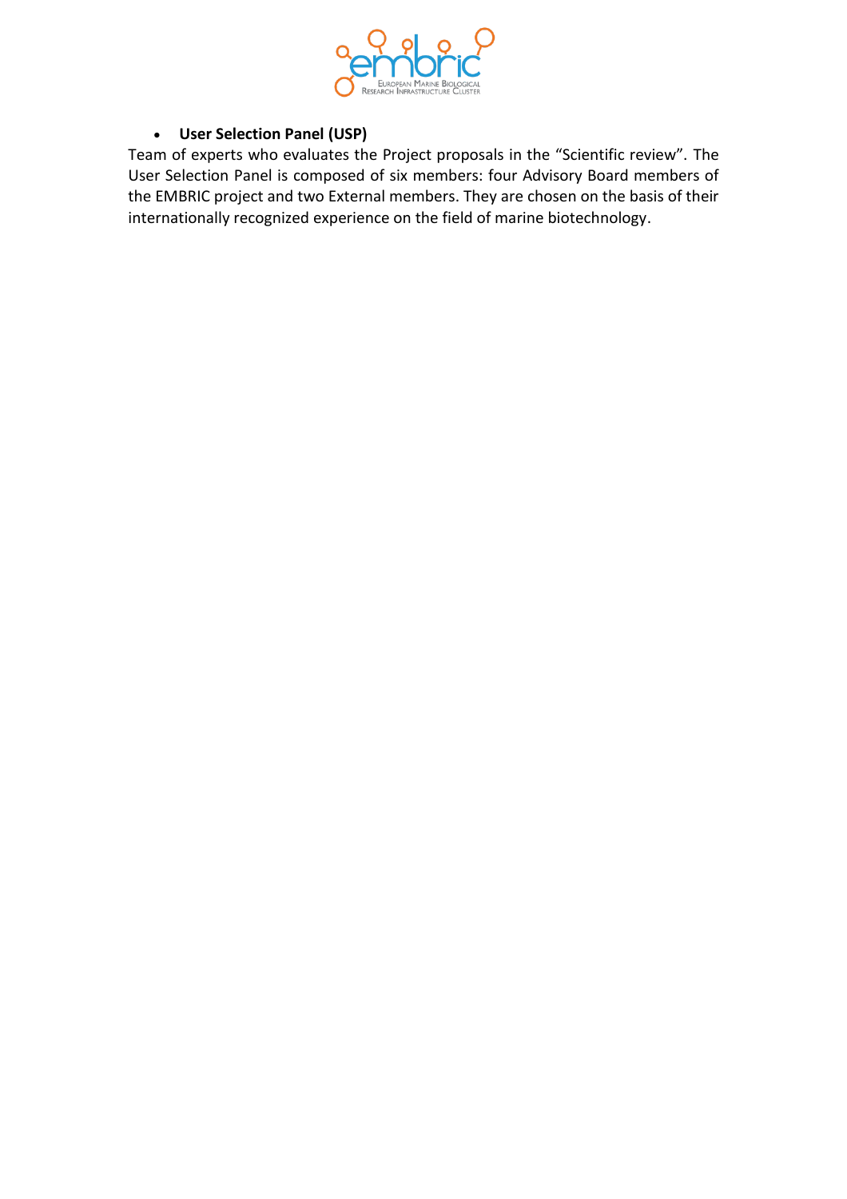- **User Selection Panel (USP)**

Team of experts who evaluates the Project proposals in the “Scientific review”. The User Selection Panel is composed of six members: four Advisory Board members of the EMBRIC project and two External members. They are chosen on the basis of their internationally recognized experience on the field of marine biotechnology.